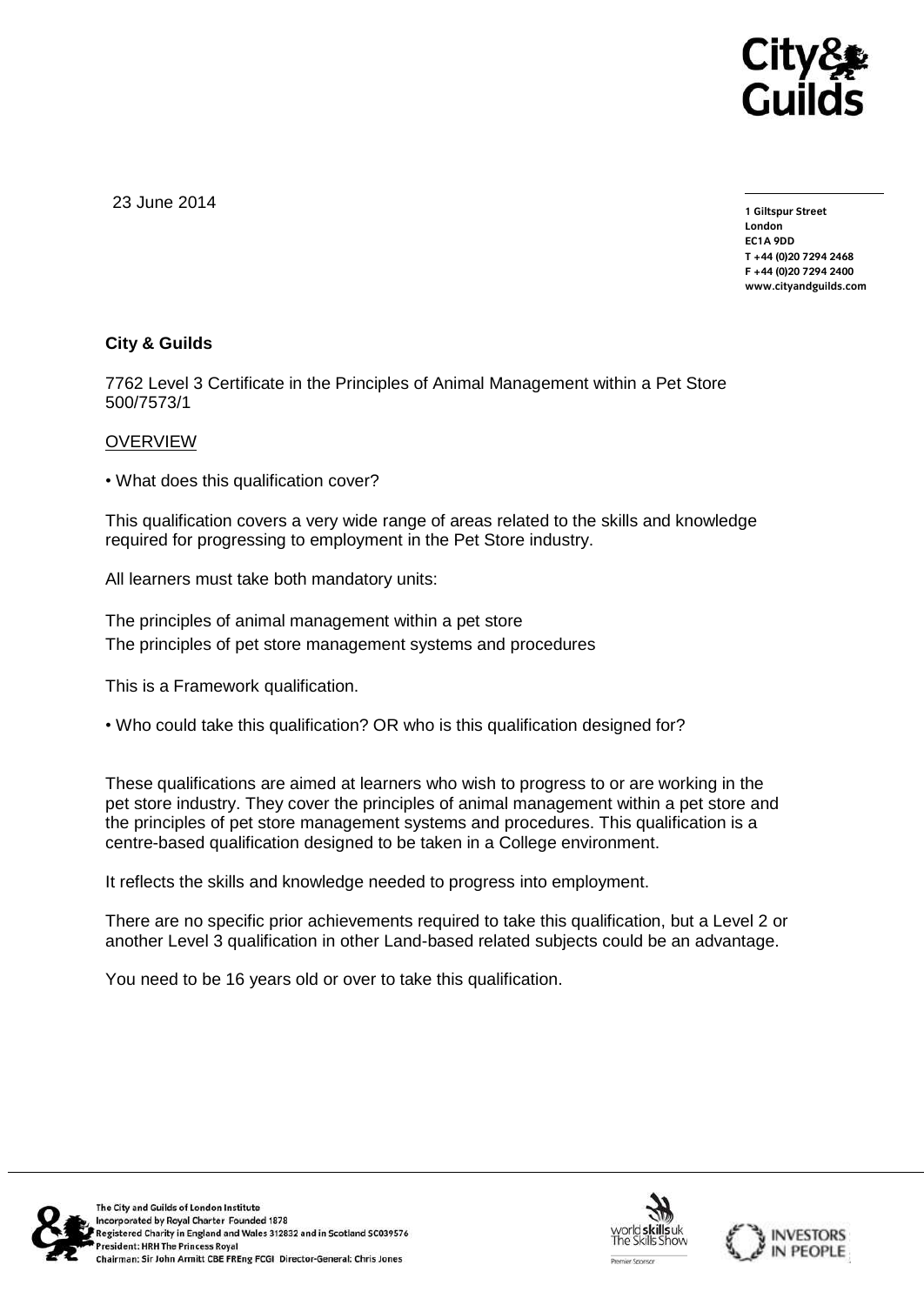23 June 2014

**1 Giltspur Street**
**London**
**EC1A 9DD**
**T +44 (0)20 7294 2468**
**F +44 (0)20 7294 2400**
**www.cityandguilds.com**

**City & Guilds**

7762 Level 3 Certificate in the Principles of Animal Management within a Pet Store 500/7573/1

OVERVIEW

• What does this qualification cover?

This qualification covers a very wide range of areas related to the skills and knowledge required for progressing to employment in the Pet Store industry.

All learners must take both mandatory units:

The principles of animal management within a pet store
The principles of pet store management systems and procedures

This is a Framework qualification.

• Who could take this qualification? OR who is this qualification designed for?

These qualifications are aimed at learners who wish to progress to or are working in the pet store industry. They cover the principles of animal management within a pet store and the principles of pet store management systems and procedures. This qualification is a centre-based qualification designed to be taken in a College environment.

It reflects the skills and knowledge needed to progress into employment.

There are no specific prior achievements required to take this qualification, but a Level 2 or another Level 3 qualification in other Land-based related subjects could be an advantage.

You need to be 16 years old or over to take this qualification.

The City and Guilds of London Institute
Incorporated by Royal Charter Founded 1878
Registered Charity in England and Wales 312832 and in Scotland SC039576
President: HRH The Princess Royal
Chairman: Sir John Armitt CBE FREng FCGI Director-General: Chris Jones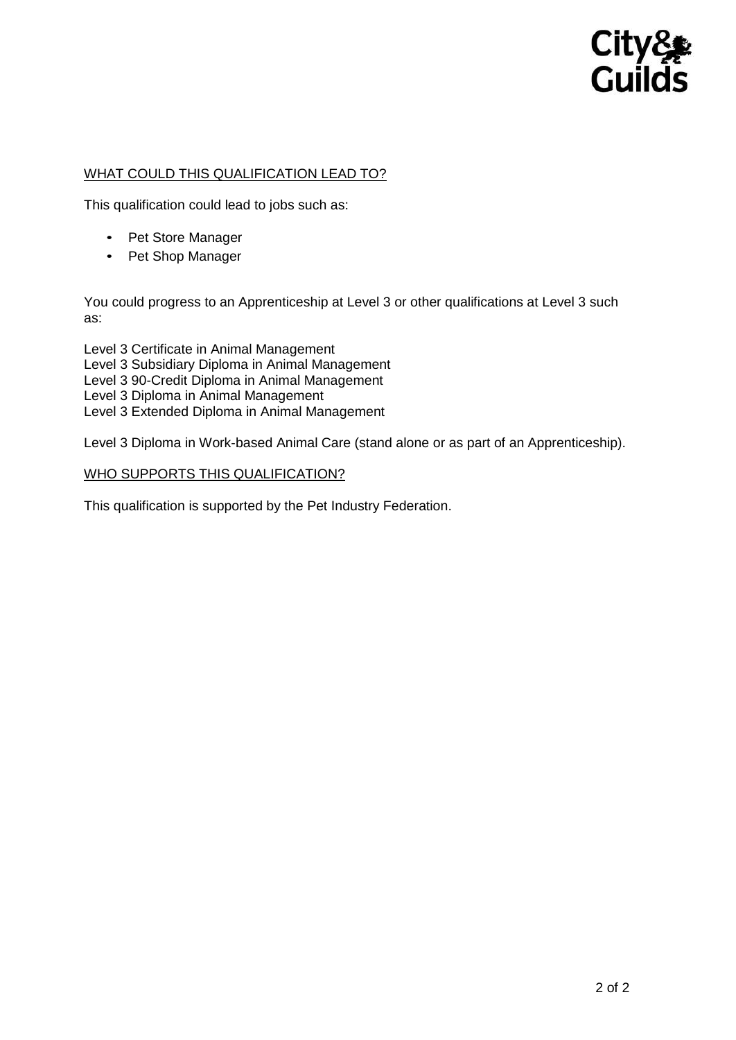## WHAT COULD THIS QUALIFICATION LEAD TO?

This qualification could lead to jobs such as:

- Pet Store Manager
- Pet Shop Manager

You could progress to an Apprenticeship at Level 3 or other qualifications at Level 3 such as:

Level 3 Certificate in Animal Management
Level 3 Subsidiary Diploma in Animal Management
Level 3 90-Credit Diploma in Animal Management
Level 3 Diploma in Animal Management
Level 3 Extended Diploma in Animal Management

Level 3 Diploma in Work-based Animal Care (stand alone or as part of an Apprenticeship).

## WHO SUPPORTS THIS QUALIFICATION?

This qualification is supported by the Pet Industry Federation.